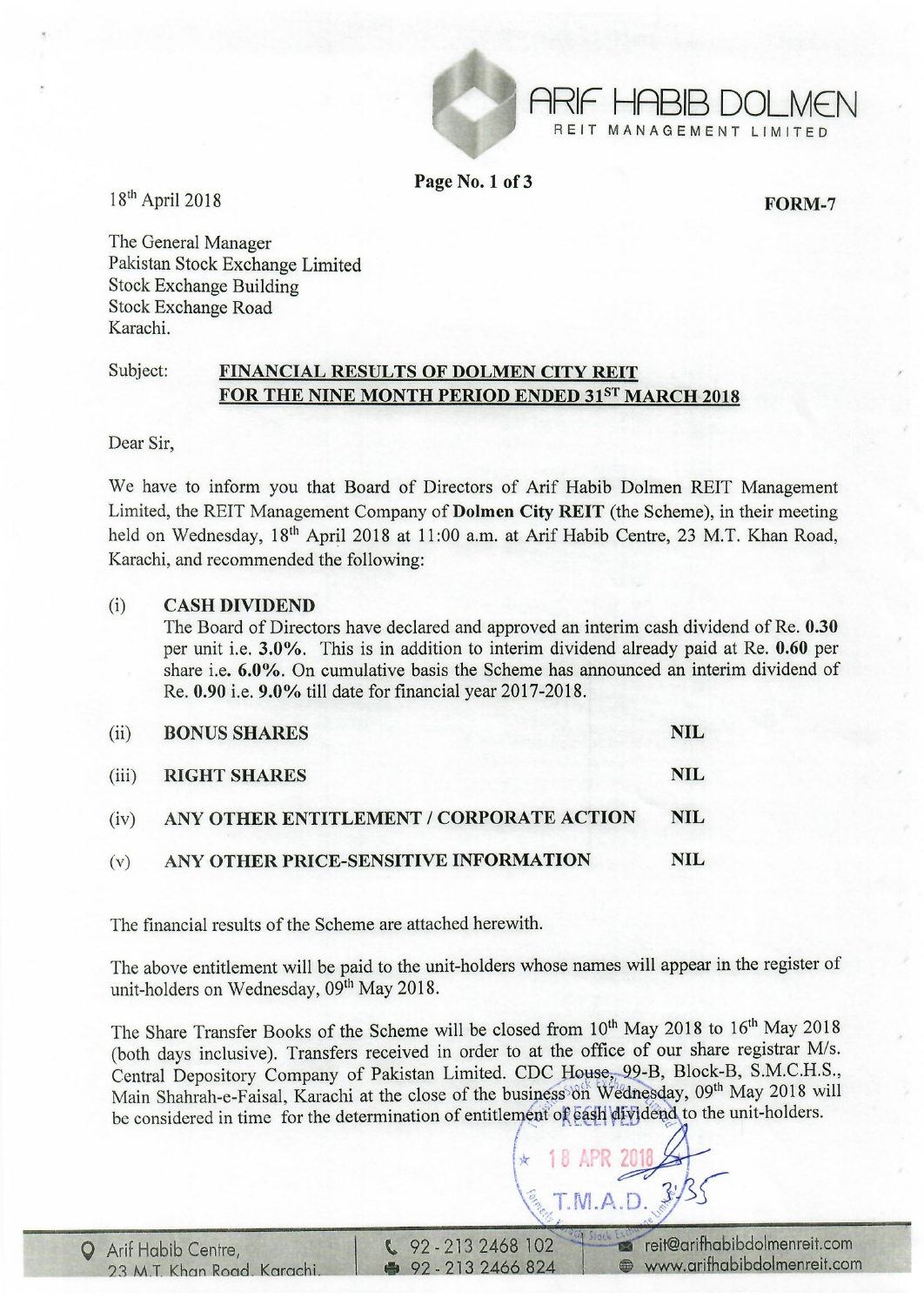ARIF HABIB DOLMEN
REIT MANAGEMENT LIMITED

18th April 2018

**FORM-7**

The General Manager
Pakistan Stock Exchange Limited
Stock Exchange Building
Stock Exchange Road
Karachi.

Subject: **FINANCIAL RESULTS OF DOLMEN CITY REIT FOR THE NINE MONTH PERIOD ENDED 31ST MARCH 2018**

Dear Sir,

We have to inform you that Board of Directors of Arif Habib Dolmen REIT Management Limited, the REIT Management Company of **Dolmen City REIT** (the Scheme), in their meeting held on Wednesday, 18th April 2018 at 11:00 a.m. at Arif Habib Centre, 23 M.T. Khan Road, Karachi, and recommended the following:

(i) **CASH DIVIDEND**

The Board of Directors have declared and approved an interim cash dividend of Re. **0.30** per unit i.e. **3.0%**. This is in addition to interim dividend already paid at Re. **0.60** per share i.e. **6.0%**. On cumulative basis the Scheme has announced an interim dividend of Re. **0.90** i.e. **9.0%** till date for financial year 2017-2018.

(ii) **BONUS SHARES** — **NIL**

(iii) **RIGHT SHARES** — **NIL**

(iv) **ANY OTHER ENTITLEMENT / CORPORATE ACTION** — **NIL**

(v) **ANY OTHER PRICE-SENSITIVE INFORMATION** — **NIL**

The financial results of the Scheme are attached herewith.

The above entitlement will be paid to the unit-holders whose names will appear in the register of unit-holders on Wednesday, 09th May 2018.

The Share Transfer Books of the Scheme will be closed from 10th May 2018 to 16th May 2018 (both days inclusive). Transfers received in order to at the office of our share registrar M/s. Central Depository Company of Pakistan Limited. CDC House, 99-B, Block-B, S.M.C.H.S., Main Shahrah-e-Faisal, Karachi at the close of the business on Wednesday, 09th May 2018 will be considered in time for the determination of entitlement of cash dividend to the unit-holders.

RECEIVED 18 APR 2018 T.M.A.D.

Arif Habib Centre, 23 M.T. Khan Road, Karachi. | 92 - 213 2468 102 | 92 - 213 2466 824 | reit@arifhabibdolmenreit.com | www.arifhabibdolmenreit.com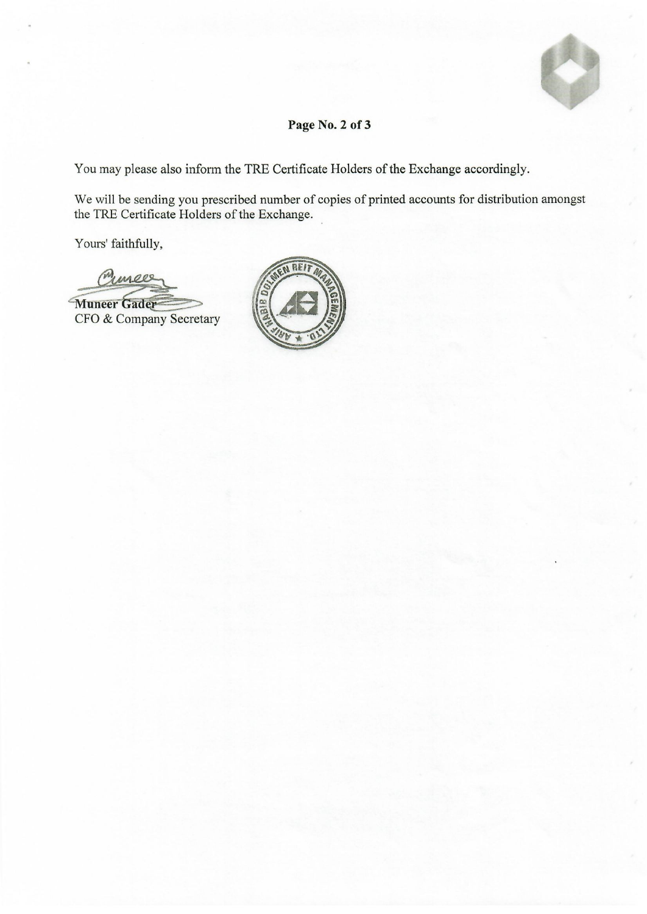You may please also inform the TRE Certificate Holders of the Exchange accordingly.

We will be sending you prescribed number of copies of printed accounts for distribution amongst the TRE Certificate Holders of the Exchange.

Yours' faithfully,

**Muneer Gader**
CFO & Company Secretary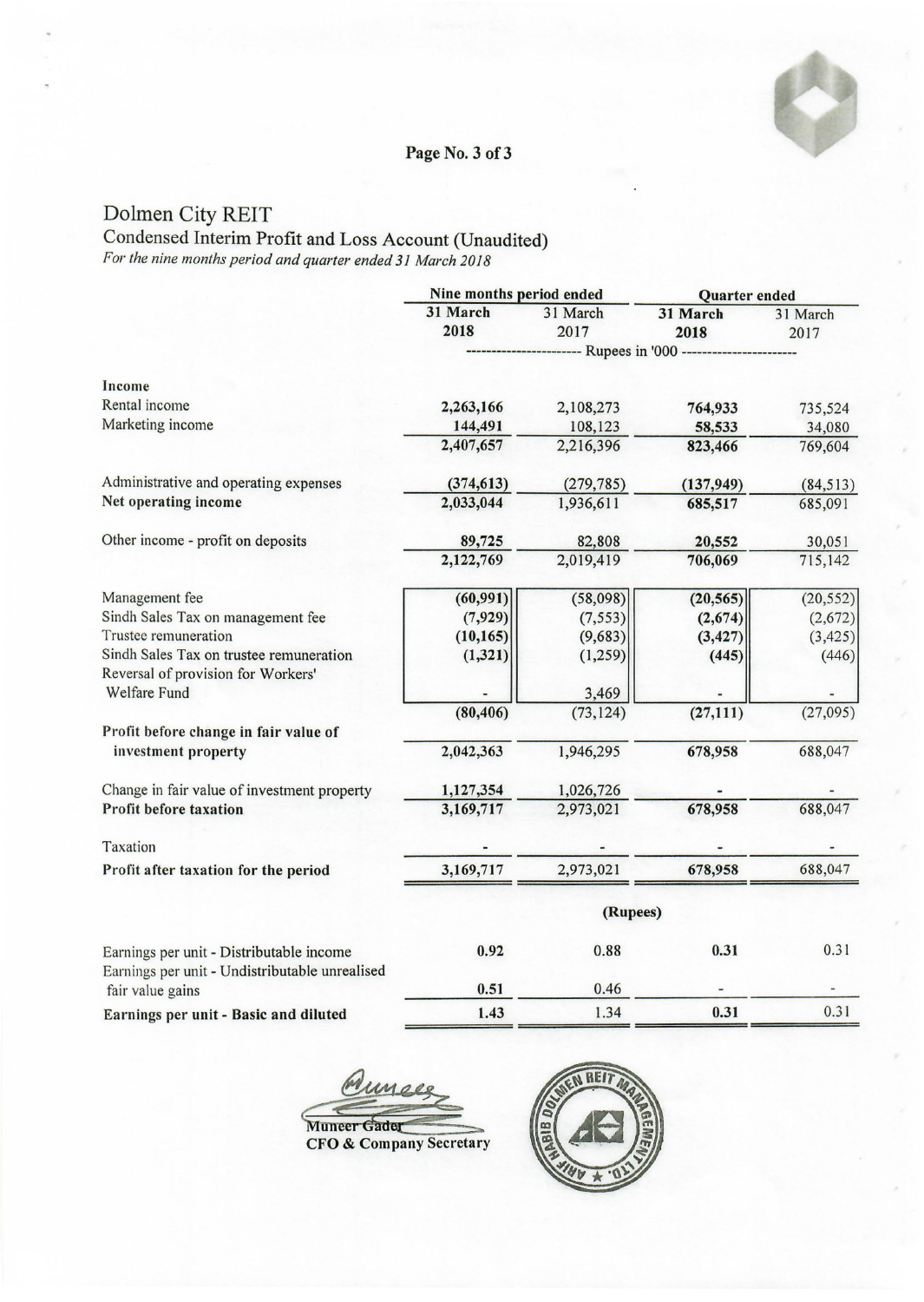# Dolmen City REIT

## Condensed Interim Profit and Loss Account (Unaudited)

*For the nine months period and quarter ended 31 March 2018*

| | Nine months period ended | | Quarter ended | |
|---|---|---|---|---|
| | **31 March 2018** | 31 March 2017 | **31 March 2018** | 31 March 2017 |
| | ---------- Rupees in '000 ---------- | | | |
| **Income** | | | | |
| Rental income | **2,263,166** | 2,108,273 | **764,933** | 735,524 |
| Marketing income | **144,491** | 108,123 | **58,533** | 34,080 |
| | **2,407,657** | 2,216,396 | **823,466** | 769,604 |
| Administrative and operating expenses | **(374,613)** | (279,785) | **(137,949)** | (84,513) |
| **Net operating income** | **2,033,044** | 1,936,611 | **685,517** | 685,091 |
| Other income - profit on deposits | **89,725** | 82,808 | **20,552** | 30,051 |
| | **2,122,769** | 2,019,419 | **706,069** | 715,142 |
| Management fee | **(60,991)** | (58,098) | **(20,565)** | (20,552) |
| Sindh Sales Tax on management fee | **(7,929)** | (7,553) | **(2,674)** | (2,672) |
| Trustee remuneration | **(10,165)** | (9,683) | **(3,427)** | (3,425) |
| Sindh Sales Tax on trustee remuneration | **(1,321)** | (1,259) | **(445)** | (446) |
| Reversal of provision for Workers' Welfare Fund | **-** | 3,469 | **-** | - |
| | **(80,406)** | (73,124) | **(27,111)** | (27,095) |
| **Profit before change in fair value of investment property** | **2,042,363** | 1,946,295 | **678,958** | 688,047 |
| Change in fair value of investment property | **1,127,354** | 1,026,726 | **-** | - |
| **Profit before taxation** | **3,169,717** | 2,973,021 | **678,958** | 688,047 |
| Taxation | **-** | - | **-** | - |
| **Profit after taxation for the period** | **3,169,717** | 2,973,021 | **678,958** | 688,047 |
| | | (Rupees) | | |
| Earnings per unit - Distributable income | **0.92** | 0.88 | **0.31** | 0.31 |
| Earnings per unit - Undistributable unrealised fair value gains | **0.51** | 0.46 | **-** | - |
| **Earnings per unit - Basic and diluted** | **1.43** | 1.34 | **0.31** | 0.31 |

Muneer Gader
**CFO & Company Secretary**